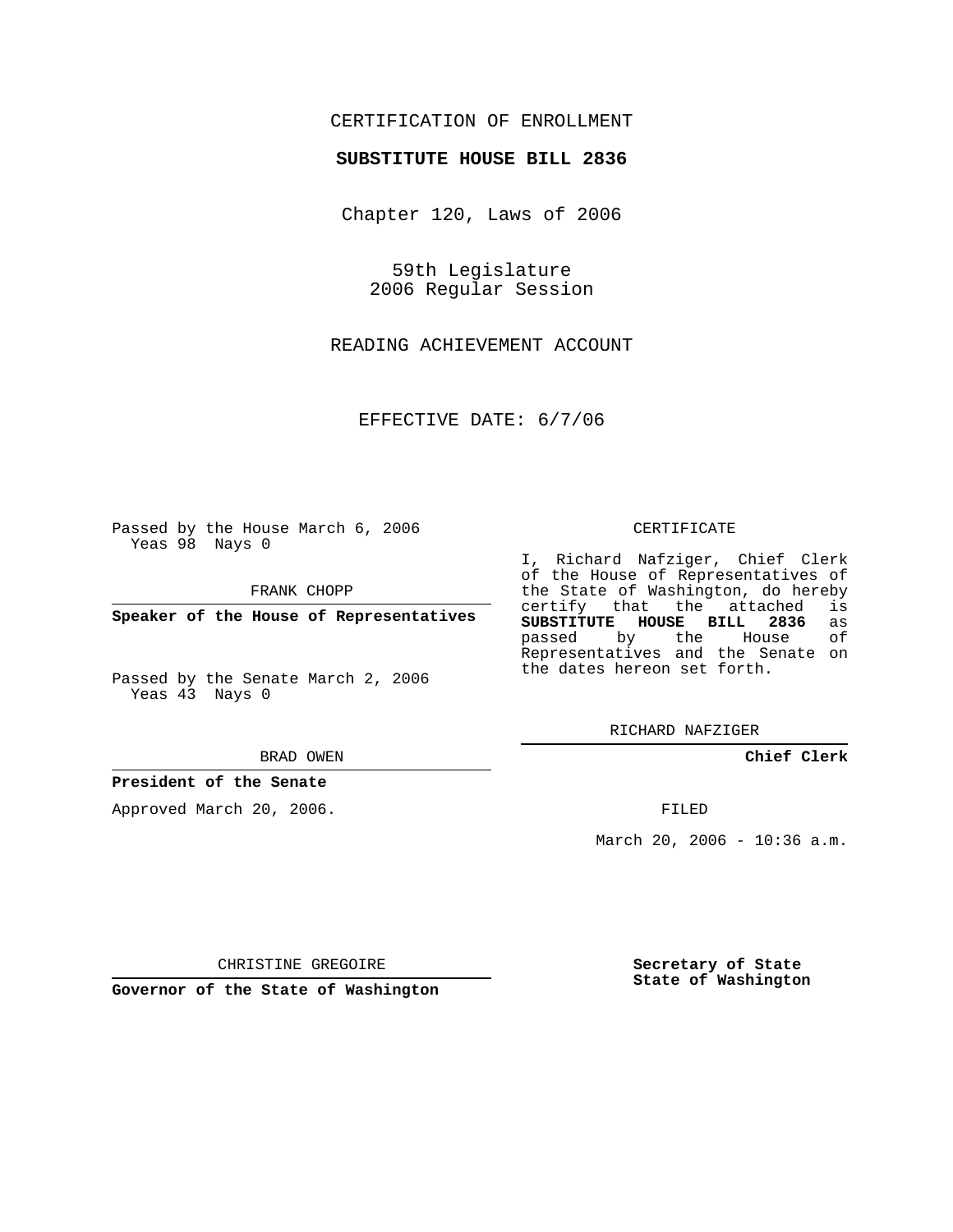CERTIFICATION OF ENROLLMENT

**SUBSTITUTE HOUSE BILL 2836**

Chapter 120, Laws of 2006

59th Legislature
2006 Regular Session

READING ACHIEVEMENT ACCOUNT

EFFECTIVE DATE: 6/7/06

Passed by the House March 6, 2006
Yeas 98 Nays 0

FRANK CHOPP

**Speaker of the House of Representatives**

Passed by the Senate March 2, 2006
Yeas 43 Nays 0

BRAD OWEN

**President of the Senate**

Approved March 20, 2006.

CHRISTINE GREGOIRE

**Governor of the State of Washington**

CERTIFICATE

I, Richard Nafziger, Chief Clerk of the House of Representatives of the State of Washington, do hereby certify that the attached is **SUBSTITUTE HOUSE BILL 2836** as passed by the House of Representatives and the Senate on the dates hereon set forth.

RICHARD NAFZIGER

**Chief Clerk**

FILED

March 20, 2006 - 10:36 a.m.

**Secretary of State**
**State of Washington**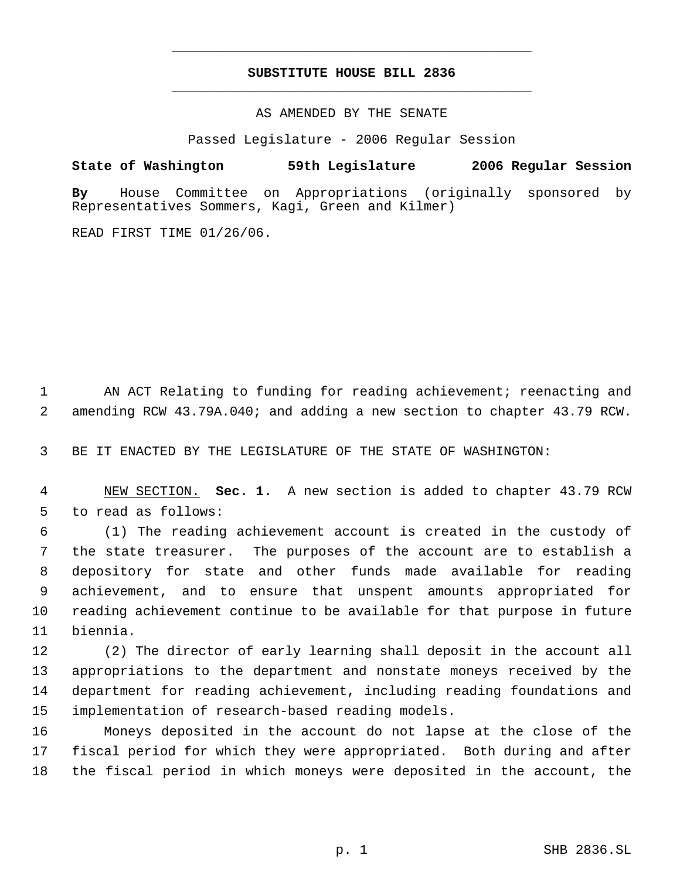# SUBSTITUTE HOUSE BILL 2836

AS AMENDED BY THE SENATE

Passed Legislature - 2006 Regular Session

**State of Washington 59th Legislature 2006 Regular Session**

**By** House Committee on Appropriations (originally sponsored by Representatives Sommers, Kagi, Green and Kilmer)

READ FIRST TIME 01/26/06.

AN ACT Relating to funding for reading achievement; reenacting and amending RCW 43.79A.040; and adding a new section to chapter 43.79 RCW.

BE IT ENACTED BY THE LEGISLATURE OF THE STATE OF WASHINGTON:

NEW SECTION. **Sec. 1.** A new section is added to chapter 43.79 RCW to read as follows:

(1) The reading achievement account is created in the custody of the state treasurer. The purposes of the account are to establish a depository for state and other funds made available for reading achievement, and to ensure that unspent amounts appropriated for reading achievement continue to be available for that purpose in future biennia.

(2) The director of early learning shall deposit in the account all appropriations to the department and nonstate moneys received by the department for reading achievement, including reading foundations and implementation of research-based reading models.

Moneys deposited in the account do not lapse at the close of the fiscal period for which they were appropriated. Both during and after the fiscal period in which moneys were deposited in the account, the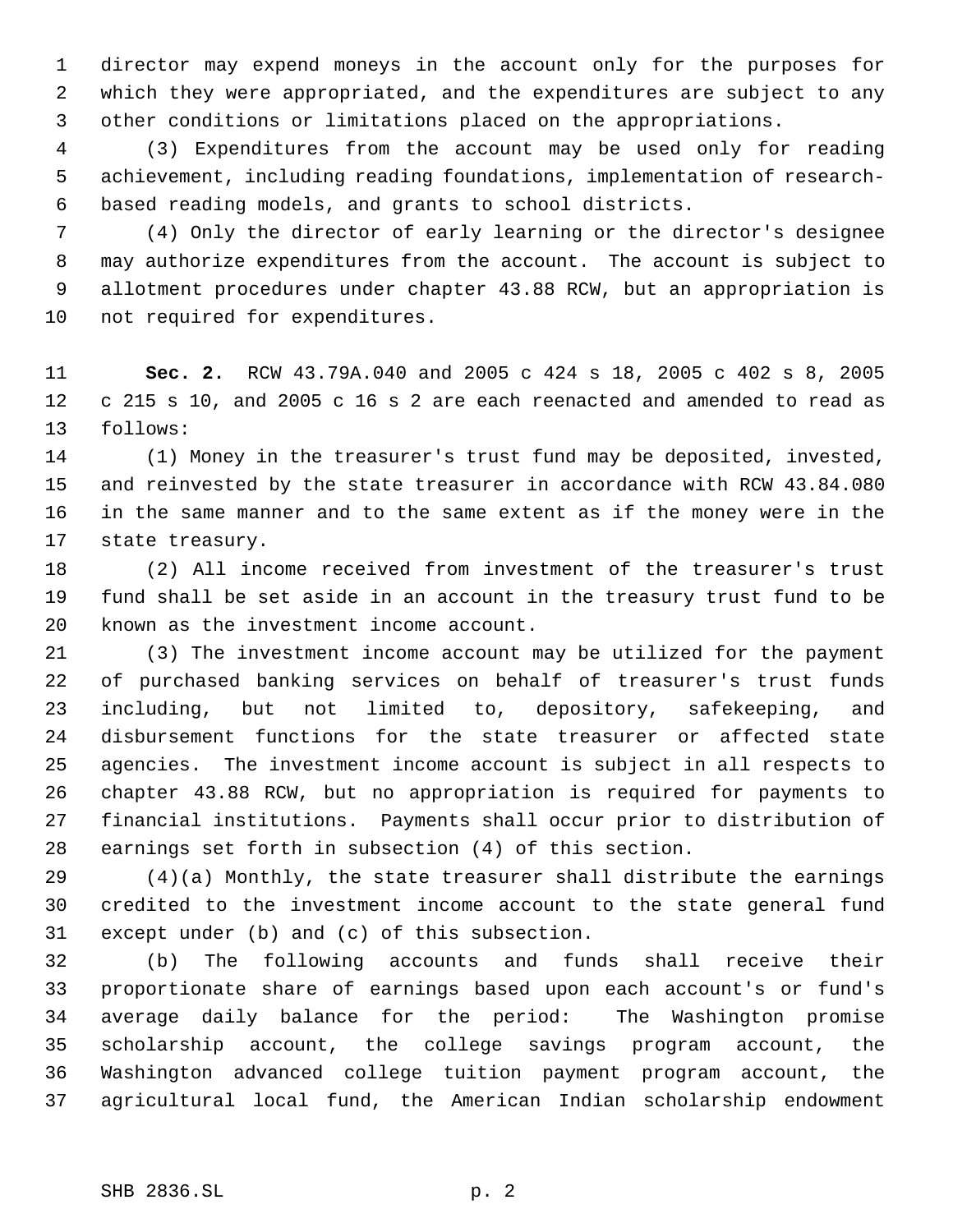director may expend moneys in the account only for the purposes for which they were appropriated, and the expenditures are subject to any other conditions or limitations placed on the appropriations.

(3) Expenditures from the account may be used only for reading achievement, including reading foundations, implementation of research-based reading models, and grants to school districts.

(4) Only the director of early learning or the director's designee may authorize expenditures from the account. The account is subject to allotment procedures under chapter 43.88 RCW, but an appropriation is not required for expenditures.

**Sec. 2.** RCW 43.79A.040 and 2005 c 424 s 18, 2005 c 402 s 8, 2005 c 215 s 10, and 2005 c 16 s 2 are each reenacted and amended to read as follows:

(1) Money in the treasurer's trust fund may be deposited, invested, and reinvested by the state treasurer in accordance with RCW 43.84.080 in the same manner and to the same extent as if the money were in the state treasury.

(2) All income received from investment of the treasurer's trust fund shall be set aside in an account in the treasury trust fund to be known as the investment income account.

(3) The investment income account may be utilized for the payment of purchased banking services on behalf of treasurer's trust funds including, but not limited to, depository, safekeeping, and disbursement functions for the state treasurer or affected state agencies. The investment income account is subject in all respects to chapter 43.88 RCW, but no appropriation is required for payments to financial institutions. Payments shall occur prior to distribution of earnings set forth in subsection (4) of this section.

(4)(a) Monthly, the state treasurer shall distribute the earnings credited to the investment income account to the state general fund except under (b) and (c) of this subsection.

(b) The following accounts and funds shall receive their proportionate share of earnings based upon each account's or fund's average daily balance for the period: The Washington promise scholarship account, the college savings program account, the Washington advanced college tuition payment program account, the agricultural local fund, the American Indian scholarship endowment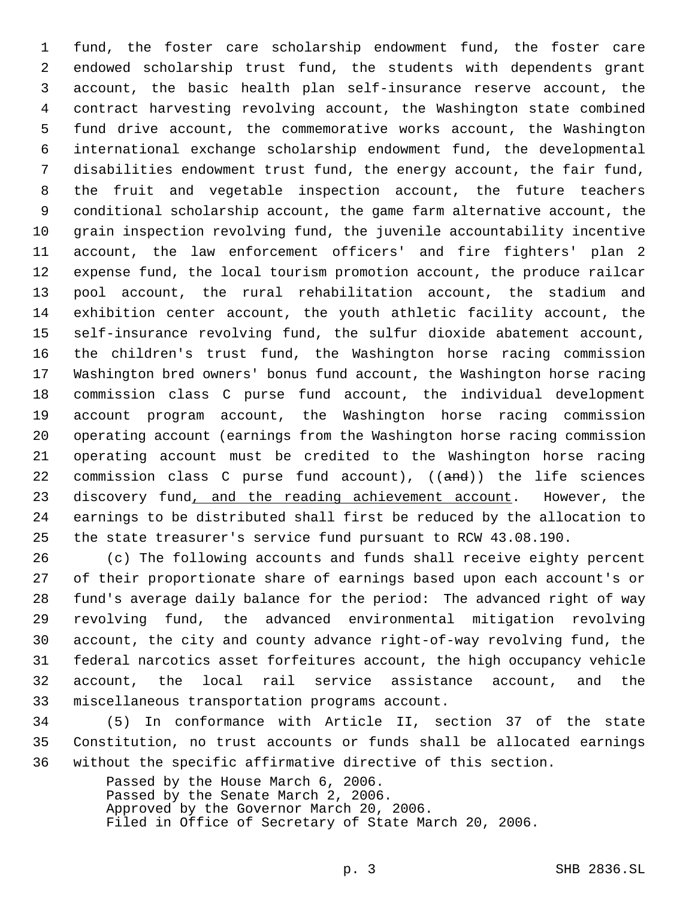fund, the foster care scholarship endowment fund, the foster care endowed scholarship trust fund, the students with dependents grant account, the basic health plan self-insurance reserve account, the contract harvesting revolving account, the Washington state combined fund drive account, the commemorative works account, the Washington international exchange scholarship endowment fund, the developmental disabilities endowment trust fund, the energy account, the fair fund, the fruit and vegetable inspection account, the future teachers conditional scholarship account, the game farm alternative account, the grain inspection revolving fund, the juvenile accountability incentive account, the law enforcement officers' and fire fighters' plan 2 expense fund, the local tourism promotion account, the produce railcar pool account, the rural rehabilitation account, the stadium and exhibition center account, the youth athletic facility account, the self-insurance revolving fund, the sulfur dioxide abatement account, the children's trust fund, the Washington horse racing commission Washington bred owners' bonus fund account, the Washington horse racing commission class C purse fund account, the individual development account program account, the Washington horse racing commission operating account (earnings from the Washington horse racing commission operating account must be credited to the Washington horse racing commission class C purse fund account), ((~~and~~)) the life sciences discovery fund<u>, and the reading achievement account</u>. However, the earnings to be distributed shall first be reduced by the allocation to the state treasurer's service fund pursuant to RCW 43.08.190.

(c) The following accounts and funds shall receive eighty percent of their proportionate share of earnings based upon each account's or fund's average daily balance for the period: The advanced right of way revolving fund, the advanced environmental mitigation revolving account, the city and county advance right-of-way revolving fund, the federal narcotics asset forfeitures account, the high occupancy vehicle account, the local rail service assistance account, and the miscellaneous transportation programs account.

(5) In conformance with Article II, section 37 of the state Constitution, no trust accounts or funds shall be allocated earnings without the specific affirmative directive of this section.

Passed by the House March 6, 2006.
Passed by the Senate March 2, 2006.
Approved by the Governor March 20, 2006.
Filed in Office of Secretary of State March 20, 2006.